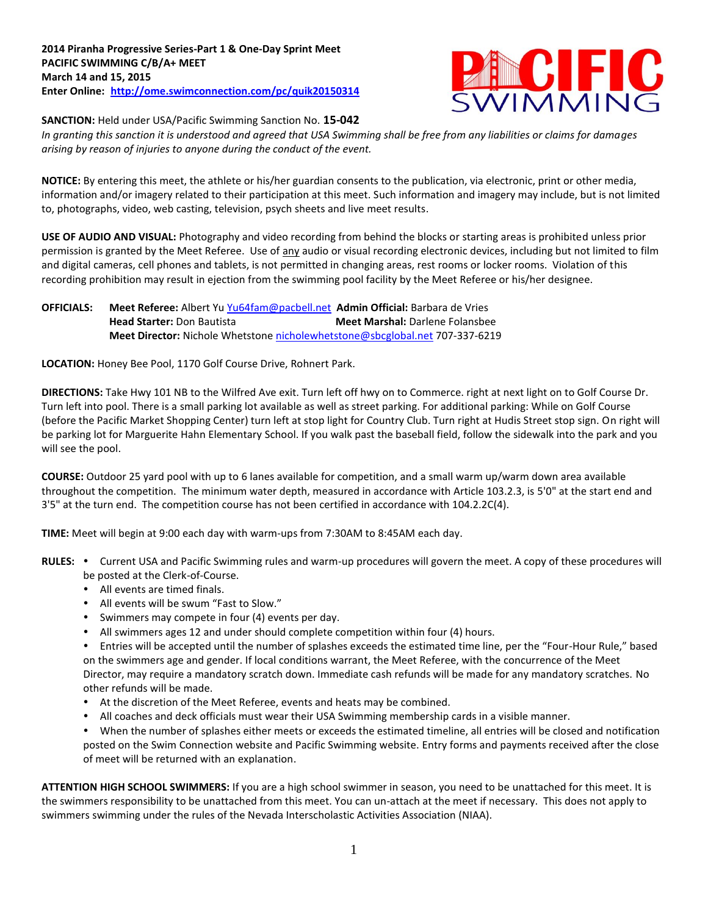**2014 Piranha Progressive Series-Part 1 & One-Day Sprint Meet**
**PACIFIC SWIMMING C/B/A+ MEET**
**March 14 and 15, 2015**
**Enter Online: http://ome.swimconnection.com/pc/quik20150314**

**SANCTION:** Held under USA/Pacific Swimming Sanction No. **15-042**
*In granting this sanction it is understood and agreed that USA Swimming shall be free from any liabilities or claims for damages arising by reason of injuries to anyone during the conduct of the event.*

**NOTICE:** By entering this meet, the athlete or his/her guardian consents to the publication, via electronic, print or other media, information and/or imagery related to their participation at this meet. Such information and imagery may include, but is not limited to, photographs, video, web casting, television, psych sheets and live meet results.

**USE OF AUDIO AND VISUAL:** Photography and video recording from behind the blocks or starting areas is prohibited unless prior permission is granted by the Meet Referee. Use of <u>any</u> audio or visual recording electronic devices, including but not limited to film and digital cameras, cell phones and tablets, is not permitted in changing areas, rest rooms or locker rooms. Violation of this recording prohibition may result in ejection from the swimming pool facility by the Meet Referee or his/her designee.

**OFFICIALS:** **Meet Referee:** Albert Yu Yu64fam@pacbell.net **Admin Official:** Barbara de Vries
**Head Starter:** Don Bautista **Meet Marshal:** Darlene Folansbee
**Meet Director:** Nichole Whetstone nicholewhetstone@sbcglobal.net 707-337-6219

**LOCATION:** Honey Bee Pool, 1170 Golf Course Drive, Rohnert Park.

**DIRECTIONS:** Take Hwy 101 NB to the Wilfred Ave exit. Turn left off hwy on to Commerce. right at next light on to Golf Course Dr. Turn left into pool. There is a small parking lot available as well as street parking. For additional parking: While on Golf Course (before the Pacific Market Shopping Center) turn left at stop light for Country Club. Turn right at Hudis Street stop sign. On right will be parking lot for Marguerite Hahn Elementary School. If you walk past the baseball field, follow the sidewalk into the park and you will see the pool.

**COURSE:** Outdoor 25 yard pool with up to 6 lanes available for competition, and a small warm up/warm down area available throughout the competition. The minimum water depth, measured in accordance with Article 103.2.3, is 5'0" at the start end and 3'5" at the turn end. The competition course has not been certified in accordance with 104.2.2C(4).

**TIME:** Meet will begin at 9:00 each day with warm-ups from 7:30AM to 8:45AM each day.

**RULES:**
- Current USA and Pacific Swimming rules and warm-up procedures will govern the meet. A copy of these procedures will be posted at the Clerk-of-Course.
- All events are timed finals.
- All events will be swum "Fast to Slow."
- Swimmers may compete in four (4) events per day.
- All swimmers ages 12 and under should complete competition within four (4) hours.
- Entries will be accepted until the number of splashes exceeds the estimated time line, per the "Four-Hour Rule," based on the swimmers age and gender. If local conditions warrant, the Meet Referee, with the concurrence of the Meet Director, may require a mandatory scratch down. Immediate cash refunds will be made for any mandatory scratches. No other refunds will be made.
- At the discretion of the Meet Referee, events and heats may be combined.
- All coaches and deck officials must wear their USA Swimming membership cards in a visible manner.
- When the number of splashes either meets or exceeds the estimated timeline, all entries will be closed and notification posted on the Swim Connection website and Pacific Swimming website. Entry forms and payments received after the close of meet will be returned with an explanation.

**ATTENTION HIGH SCHOOL SWIMMERS:** If you are a high school swimmer in season, you need to be unattached for this meet. It is the swimmers responsibility to be unattached from this meet. You can un-attach at the meet if necessary. This does not apply to swimmers swimming under the rules of the Nevada Interscholastic Activities Association (NIAA).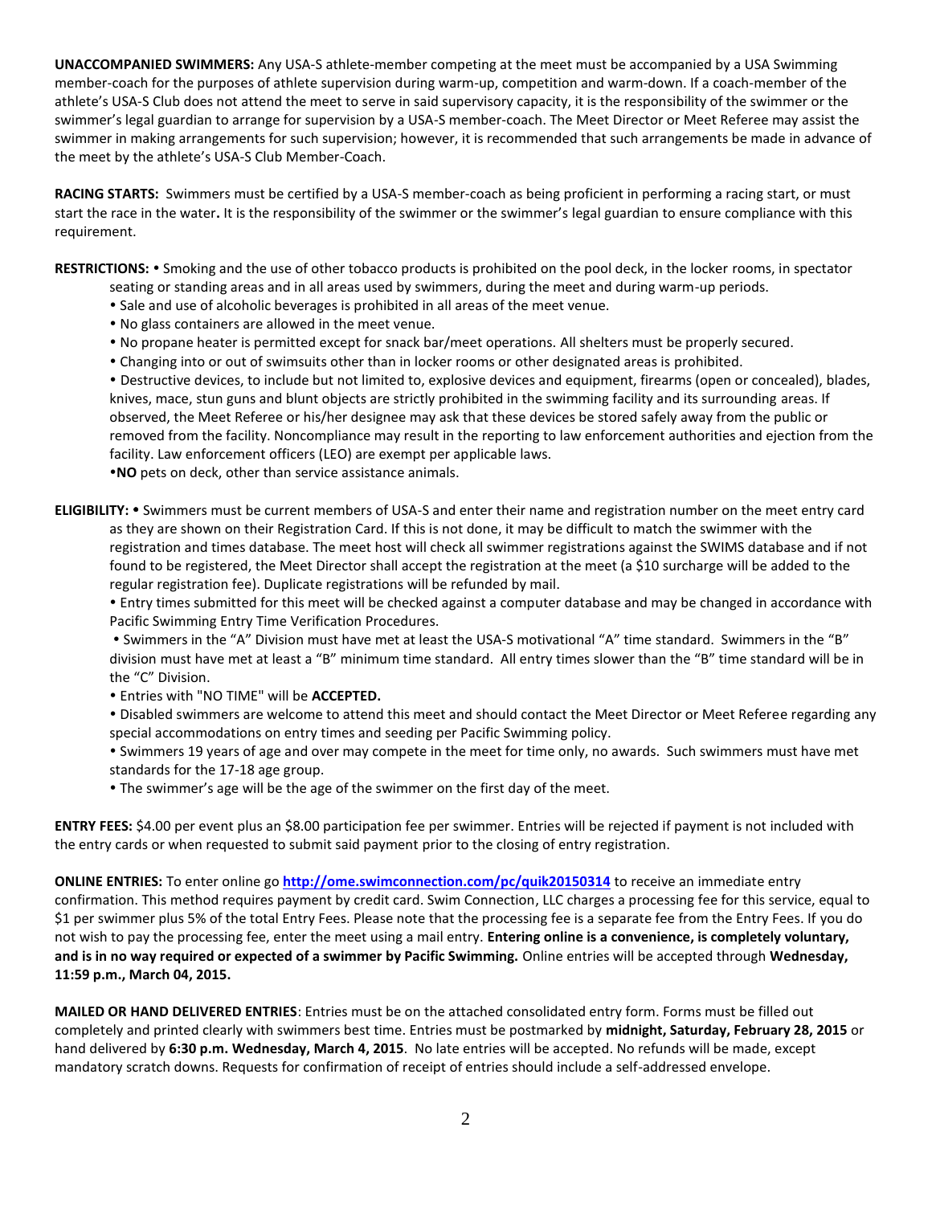**UNACCOMPANIED SWIMMERS:** Any USA-S athlete-member competing at the meet must be accompanied by a USA Swimming member-coach for the purposes of athlete supervision during warm-up, competition and warm-down. If a coach-member of the athlete's USA-S Club does not attend the meet to serve in said supervisory capacity, it is the responsibility of the swimmer or the swimmer's legal guardian to arrange for supervision by a USA-S member-coach. The Meet Director or Meet Referee may assist the swimmer in making arrangements for such supervision; however, it is recommended that such arrangements be made in advance of the meet by the athlete's USA-S Club Member-Coach.

**RACING STARTS:** Swimmers must be certified by a USA-S member-coach as being proficient in performing a racing start, or must start the race in the water**.** It is the responsibility of the swimmer or the swimmer's legal guardian to ensure compliance with this requirement.

**RESTRICTIONS:** • Smoking and the use of other tobacco products is prohibited on the pool deck, in the locker rooms, in spectator seating or standing areas and in all areas used by swimmers, during the meet and during warm-up periods.

- Sale and use of alcoholic beverages is prohibited in all areas of the meet venue.
- No glass containers are allowed in the meet venue.
- No propane heater is permitted except for snack bar/meet operations. All shelters must be properly secured.
- Changing into or out of swimsuits other than in locker rooms or other designated areas is prohibited.
- Destructive devices, to include but not limited to, explosive devices and equipment, firearms (open or concealed), blades, knives, mace, stun guns and blunt objects are strictly prohibited in the swimming facility and its surrounding areas. If observed, the Meet Referee or his/her designee may ask that these devices be stored safely away from the public or removed from the facility. Noncompliance may result in the reporting to law enforcement authorities and ejection from the facility. Law enforcement officers (LEO) are exempt per applicable laws.
- **NO** pets on deck, other than service assistance animals.

**ELIGIBILITY:** • Swimmers must be current members of USA-S and enter their name and registration number on the meet entry card as they are shown on their Registration Card. If this is not done, it may be difficult to match the swimmer with the registration and times database. The meet host will check all swimmer registrations against the SWIMS database and if not found to be registered, the Meet Director shall accept the registration at the meet (a $10 surcharge will be added to the regular registration fee). Duplicate registrations will be refunded by mail.

- Entry times submitted for this meet will be checked against a computer database and may be changed in accordance with Pacific Swimming Entry Time Verification Procedures.
- Swimmers in the "A" Division must have met at least the USA-S motivational "A" time standard. Swimmers in the "B" division must have met at least a "B" minimum time standard. All entry times slower than the "B" time standard will be in the "C" Division.
- Entries with "NO TIME" will be **ACCEPTED.**
- Disabled swimmers are welcome to attend this meet and should contact the Meet Director or Meet Referee regarding any special accommodations on entry times and seeding per Pacific Swimming policy.
- Swimmers 19 years of age and over may compete in the meet for time only, no awards. Such swimmers must have met standards for the 17-18 age group.
- The swimmer's age will be the age of the swimmer on the first day of the meet.

**ENTRY FEES:** $4.00 per event plus an $8.00 participation fee per swimmer. Entries will be rejected if payment is not included with the entry cards or when requested to submit said payment prior to the closing of entry registration.

**ONLINE ENTRIES:** To enter online go **http://ome.swimconnection.com/pc/quik20150314** to receive an immediate entry confirmation. This method requires payment by credit card. Swim Connection, LLC charges a processing fee for this service, equal to $1 per swimmer plus 5% of the total Entry Fees. Please note that the processing fee is a separate fee from the Entry Fees. If you do not wish to pay the processing fee, enter the meet using a mail entry. **Entering online is a convenience, is completely voluntary, and is in no way required or expected of a swimmer by Pacific Swimming.** Online entries will be accepted through **Wednesday, 11:59 p.m., March 04, 2015.**

**MAILED OR HAND DELIVERED ENTRIES**: Entries must be on the attached consolidated entry form. Forms must be filled out completely and printed clearly with swimmers best time. Entries must be postmarked by **midnight, Saturday, February 28, 2015** or hand delivered by **6:30 p.m. Wednesday, March 4, 2015**. No late entries will be accepted. No refunds will be made, except mandatory scratch downs. Requests for confirmation of receipt of entries should include a self-addressed envelope.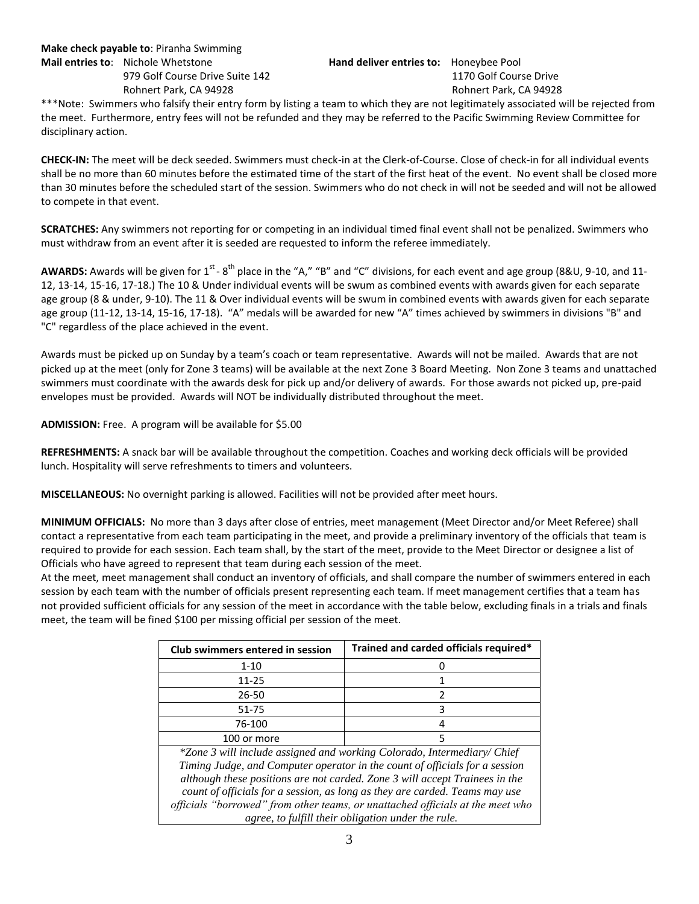**Make check payable to**: Piranha Swimming

**Mail entries to**: Nichole Whetstone
979 Golf Course Drive Suite 142
Rohnert Park, CA 94928

**Hand deliver entries to:** Honeybee Pool
1170 Golf Course Drive
Rohnert Park, CA 94928

***Note: Swimmers who falsify their entry form by listing a team to which they are not legitimately associated will be rejected from the meet. Furthermore, entry fees will not be refunded and they may be referred to the Pacific Swimming Review Committee for disciplinary action.

**CHECK-IN:** The meet will be deck seeded. Swimmers must check-in at the Clerk-of-Course. Close of check-in for all individual events shall be no more than 60 minutes before the estimated time of the start of the first heat of the event. No event shall be closed more than 30 minutes before the scheduled start of the session. Swimmers who do not check in will not be seeded and will not be allowed to compete in that event.

**SCRATCHES:** Any swimmers not reporting for or competing in an individual timed final event shall not be penalized. Swimmers who must withdraw from an event after it is seeded are requested to inform the referee immediately.

**AWARDS:** Awards will be given for 1st - 8th place in the "A," "B" and "C" divisions, for each event and age group (8&U, 9-10, and 11-12, 13-14, 15-16, 17-18.) The 10 & Under individual events will be swum as combined events with awards given for each separate age group (8 & under, 9-10). The 11 & Over individual events will be swum in combined events with awards given for each separate age group (11-12, 13-14, 15-16, 17-18). "A" medals will be awarded for new "A" times achieved by swimmers in divisions "B" and "C" regardless of the place achieved in the event.

Awards must be picked up on Sunday by a team's coach or team representative. Awards will not be mailed. Awards that are not picked up at the meet (only for Zone 3 teams) will be available at the next Zone 3 Board Meeting. Non Zone 3 teams and unattached swimmers must coordinate with the awards desk for pick up and/or delivery of awards. For those awards not picked up, pre-paid envelopes must be provided. Awards will NOT be individually distributed throughout the meet.

**ADMISSION:** Free. A program will be available for $5.00

**REFRESHMENTS:** A snack bar will be available throughout the competition. Coaches and working deck officials will be provided lunch. Hospitality will serve refreshments to timers and volunteers.

**MISCELLANEOUS:** No overnight parking is allowed. Facilities will not be provided after meet hours.

**MINIMUM OFFICIALS:** No more than 3 days after close of entries, meet management (Meet Director and/or Meet Referee) shall contact a representative from each team participating in the meet, and provide a preliminary inventory of the officials that team is required to provide for each session. Each team shall, by the start of the meet, provide to the Meet Director or designee a list of Officials who have agreed to represent that team during each session of the meet.

At the meet, meet management shall conduct an inventory of officials, and shall compare the number of swimmers entered in each session by each team with the number of officials present representing each team. If meet management certifies that a team has not provided sufficient officials for any session of the meet in accordance with the table below, excluding finals in a trials and finals meet, the team will be fined $100 per missing official per session of the meet.

| Club swimmers entered in session | Trained and carded officials required* |
|---|---|
| 1-10 | 0 |
| 11-25 | 1 |
| 26-50 | 2 |
| 51-75 | 3 |
| 76-100 | 4 |
| 100 or more | 5 |

*\*Zone 3 will include assigned and working Colorado, Intermediary/ Chief Timing Judge, and Computer operator in the count of officials for a session although these positions are not carded. Zone 3 will accept Trainees in the count of officials for a session, as long as they are carded. Teams may use officials "borrowed" from other teams, or unattached officials at the meet who agree, to fulfill their obligation under the rule.*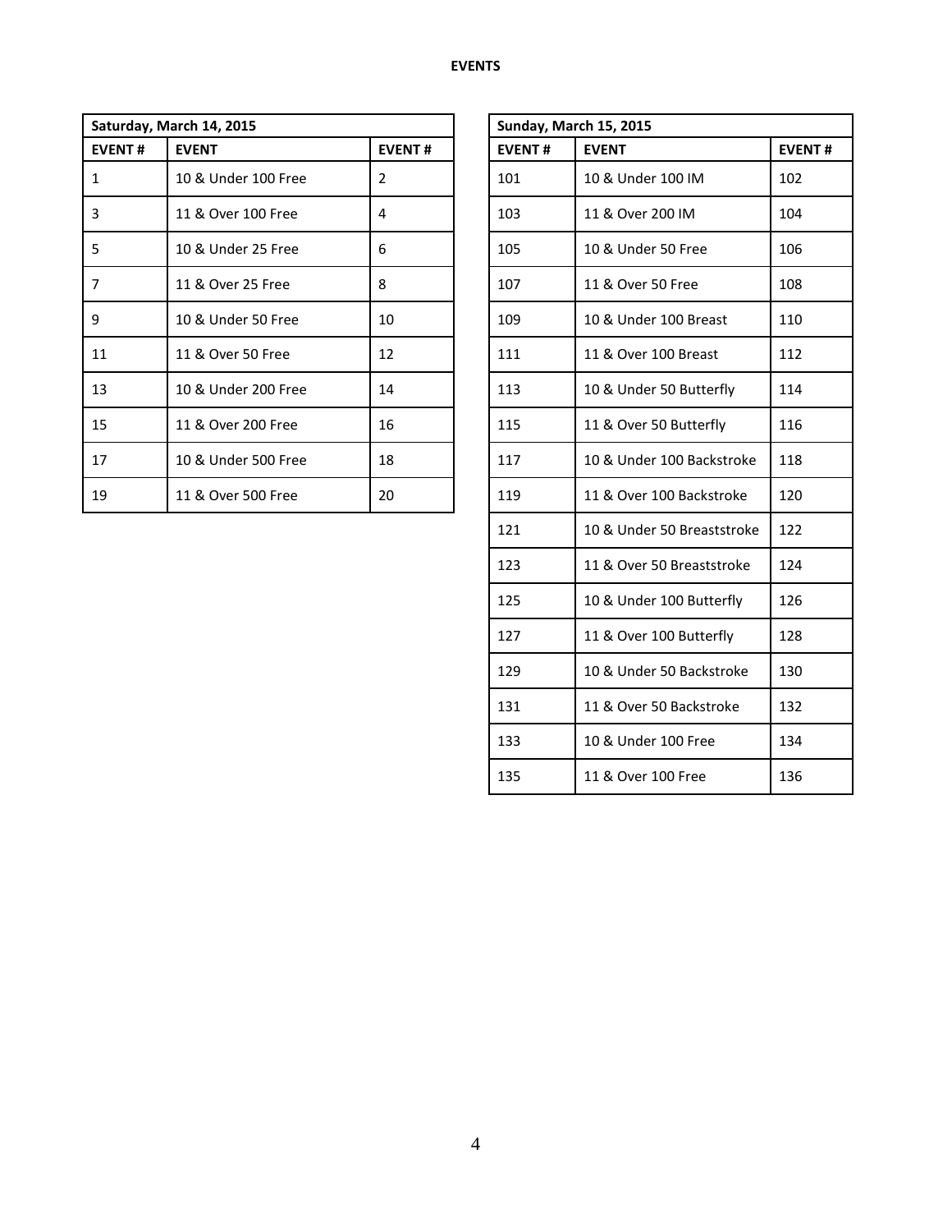**EVENTS**

| Saturday, March 14, 2015 | | |
|---|---|---|
| **EVENT #** | **EVENT** | **EVENT #** |
| 1 | 10 & Under 100 Free | 2 |
| 3 | 11 & Over 100 Free | 4 |
| 5 | 10 & Under 25 Free | 6 |
| 7 | 11 & Over 25 Free | 8 |
| 9 | 10 & Under 50 Free | 10 |
| 11 | 11 & Over 50 Free | 12 |
| 13 | 10 & Under 200 Free | 14 |
| 15 | 11 & Over 200 Free | 16 |
| 17 | 10 & Under 500 Free | 18 |
| 19 | 11 & Over 500 Free | 20 |

| Sunday, March 15, 2015 | | |
|---|---|---|
| **EVENT #** | **EVENT** | **EVENT #** |
| 101 | 10 & Under 100 IM | 102 |
| 103 | 11 & Over 200 IM | 104 |
| 105 | 10 & Under 50 Free | 106 |
| 107 | 11 & Over 50 Free | 108 |
| 109 | 10 & Under 100 Breast | 110 |
| 111 | 11 & Over 100 Breast | 112 |
| 113 | 10 & Under 50 Butterfly | 114 |
| 115 | 11 & Over 50 Butterfly | 116 |
| 117 | 10 & Under 100 Backstroke | 118 |
| 119 | 11 & Over 100 Backstroke | 120 |
| 121 | 10 & Under 50 Breaststroke | 122 |
| 123 | 11 & Over 50 Breaststroke | 124 |
| 125 | 10 & Under 100 Butterfly | 126 |
| 127 | 11 & Over 100 Butterfly | 128 |
| 129 | 10 & Under 50 Backstroke | 130 |
| 131 | 11 & Over 50 Backstroke | 132 |
| 133 | 10 & Under 100 Free | 134 |
| 135 | 11 & Over 100 Free | 136 |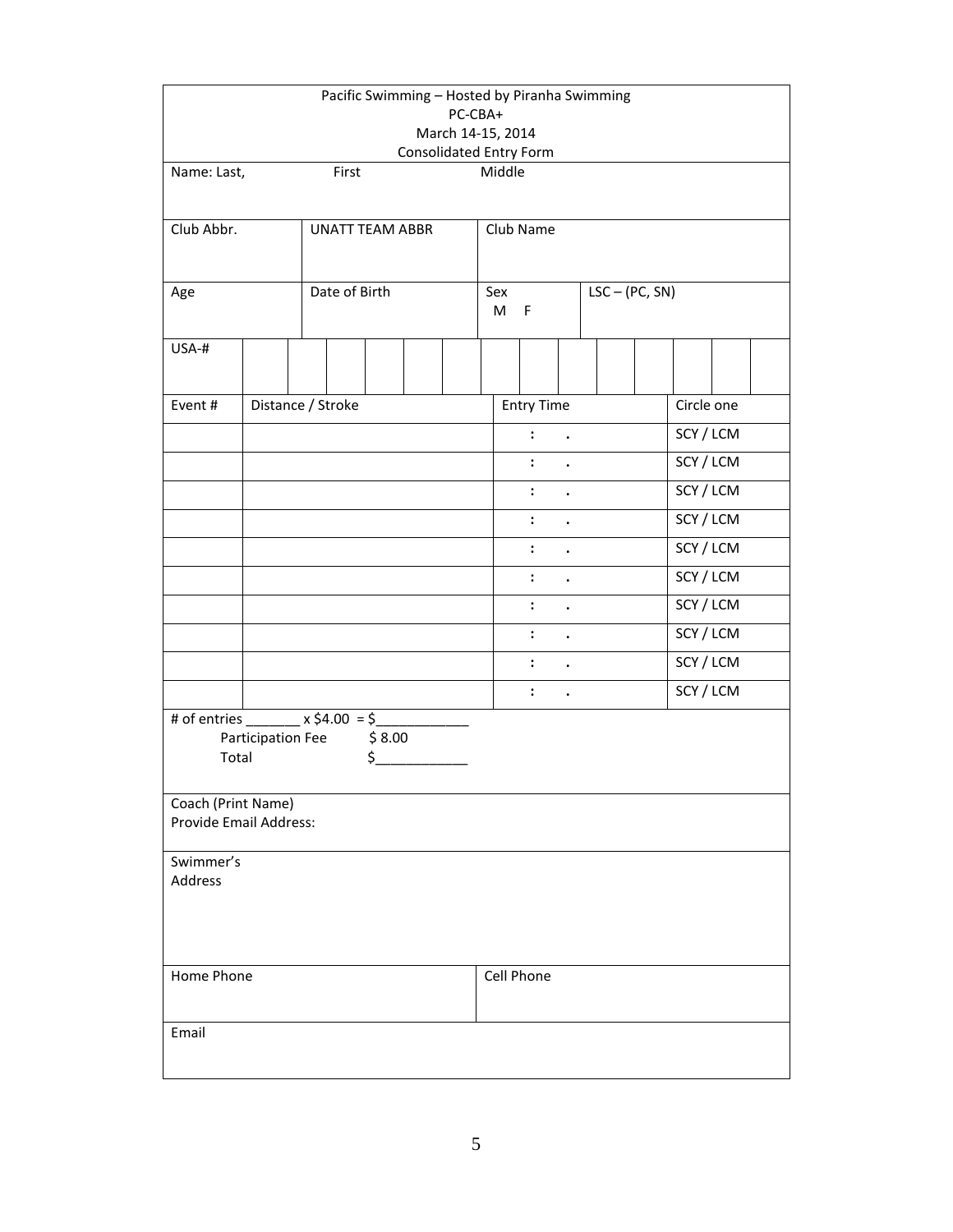Pacific Swimming – Hosted by Piranha Swimming
PC-CBA+
March 14-15, 2014
Consolidated Entry Form

| Name: Last, | First | Middle |
|---|---|---|
| | | |

| Club Abbr. | UNATT TEAM ABBR | Club Name |
|---|---|---|
| | | |

| Age | Date of Birth | Sex M F | LSC – (PC, SN) |
|---|---|---|---|
| | | | |

| USA-# | | | | | | | | | | | | | | |
|---|---|---|---|---|---|---|---|---|---|---|---|---|---|---|
| | | | | | | | | | | | | | | |

| Event # | Distance / Stroke | Entry Time | Circle one |
|---|---|---|---|
| | | : . | SCY / LCM |
| | | : . | SCY / LCM |
| | | : . | SCY / LCM |
| | | : . | SCY / LCM |
| | | : . | SCY / LCM |
| | | : . | SCY / LCM |
| | | : . | SCY / LCM |
| | | : . | SCY / LCM |
| | | : . | SCY / LCM |
| | | : . | SCY / LCM |

# of entries _______ x $4.00 = $____________
Participation Fee $ 8.00
Total $____________

Coach (Print Name)
Provide Email Address:

Swimmer's
Address

| Home Phone | Cell Phone |
|---|---|
| | |

Email